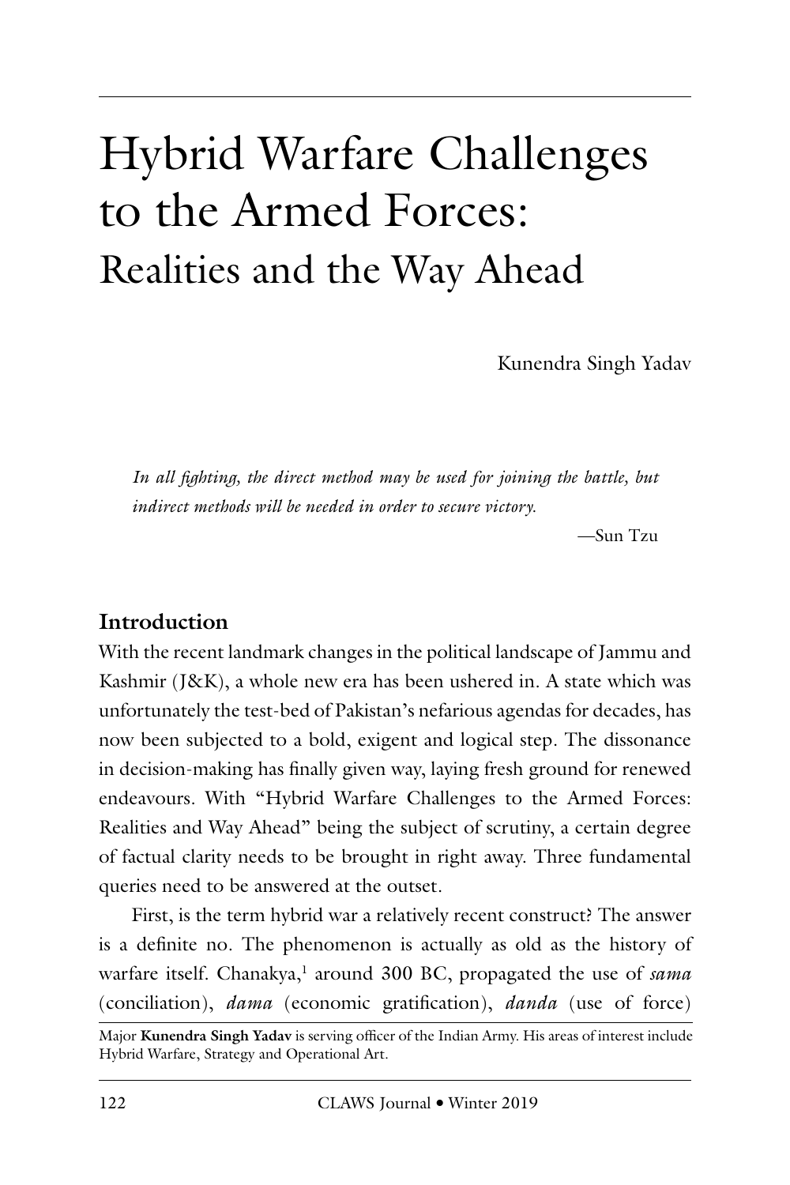# Hybrid Warfare Challenges to the Armed Forces:
## Realities and the Way Ahead

Kunendra Singh Yadav

*In all fighting, the direct method may be used for joining the battle, but indirect methods will be needed in order to secure victory.*

—Sun Tzu

### Introduction

With the recent landmark changes in the political landscape of Jammu and Kashmir (J&K), a whole new era has been ushered in. A state which was unfortunately the test-bed of Pakistan's nefarious agendas for decades, has now been subjected to a bold, exigent and logical step. The dissonance in decision-making has finally given way, laying fresh ground for renewed endeavours. With "Hybrid Warfare Challenges to the Armed Forces: Realities and Way Ahead" being the subject of scrutiny, a certain degree of factual clarity needs to be brought in right away. Three fundamental queries need to be answered at the outset.

First, is the term hybrid war a relatively recent construct? The answer is a definite no. The phenomenon is actually as old as the history of warfare itself. Chanakya,[1] around 300 BC, propagated the use of *sama* (conciliation), *dama* (economic gratification), *danda* (use of force)

Major **Kunendra Singh Yadav** is serving officer of the Indian Army. His areas of interest include Hybrid Warfare, Strategy and Operational Art.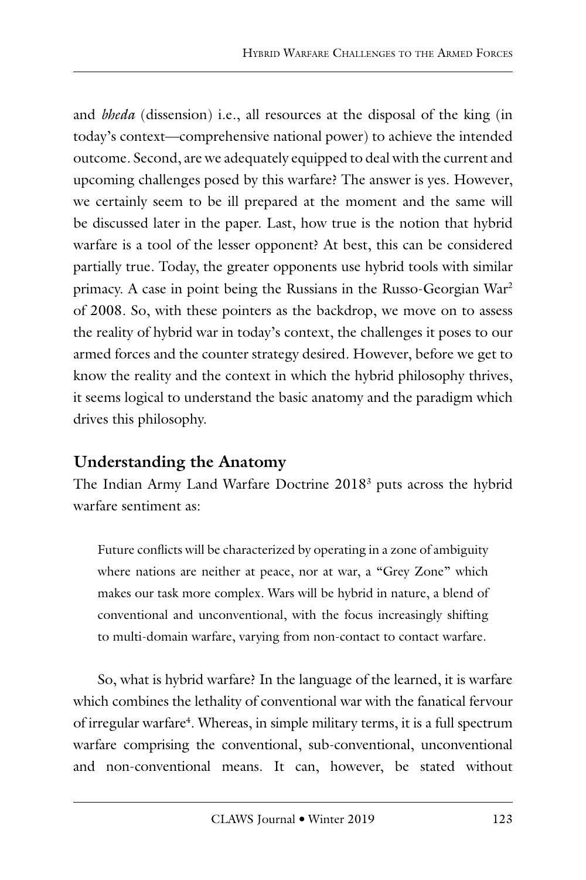and *bheda* (dissension) i.e., all resources at the disposal of the king (in today's context—comprehensive national power) to achieve the intended outcome. Second, are we adequately equipped to deal with the current and upcoming challenges posed by this warfare? The answer is yes. However, we certainly seem to be ill prepared at the moment and the same will be discussed later in the paper. Last, how true is the notion that hybrid warfare is a tool of the lesser opponent? At best, this can be considered partially true. Today, the greater opponents use hybrid tools with similar primacy. A case in point being the Russians in the Russo-Georgian War[2] of 2008. So, with these pointers as the backdrop, we move on to assess the reality of hybrid war in today's context, the challenges it poses to our armed forces and the counter strategy desired. However, before we get to know the reality and the context in which the hybrid philosophy thrives, it seems logical to understand the basic anatomy and the paradigm which drives this philosophy.

## Understanding the Anatomy

The Indian Army Land Warfare Doctrine 2018[3] puts across the hybrid warfare sentiment as:

> Future conflicts will be characterized by operating in a zone of ambiguity where nations are neither at peace, nor at war, a "Grey Zone" which makes our task more complex. Wars will be hybrid in nature, a blend of conventional and unconventional, with the focus increasingly shifting to multi-domain warfare, varying from non-contact to contact warfare.

So, what is hybrid warfare? In the language of the learned, it is warfare which combines the lethality of conventional war with the fanatical fervour of irregular warfare[4]. Whereas, in simple military terms, it is a full spectrum warfare comprising the conventional, sub-conventional, unconventional and non-conventional means. It can, however, be stated without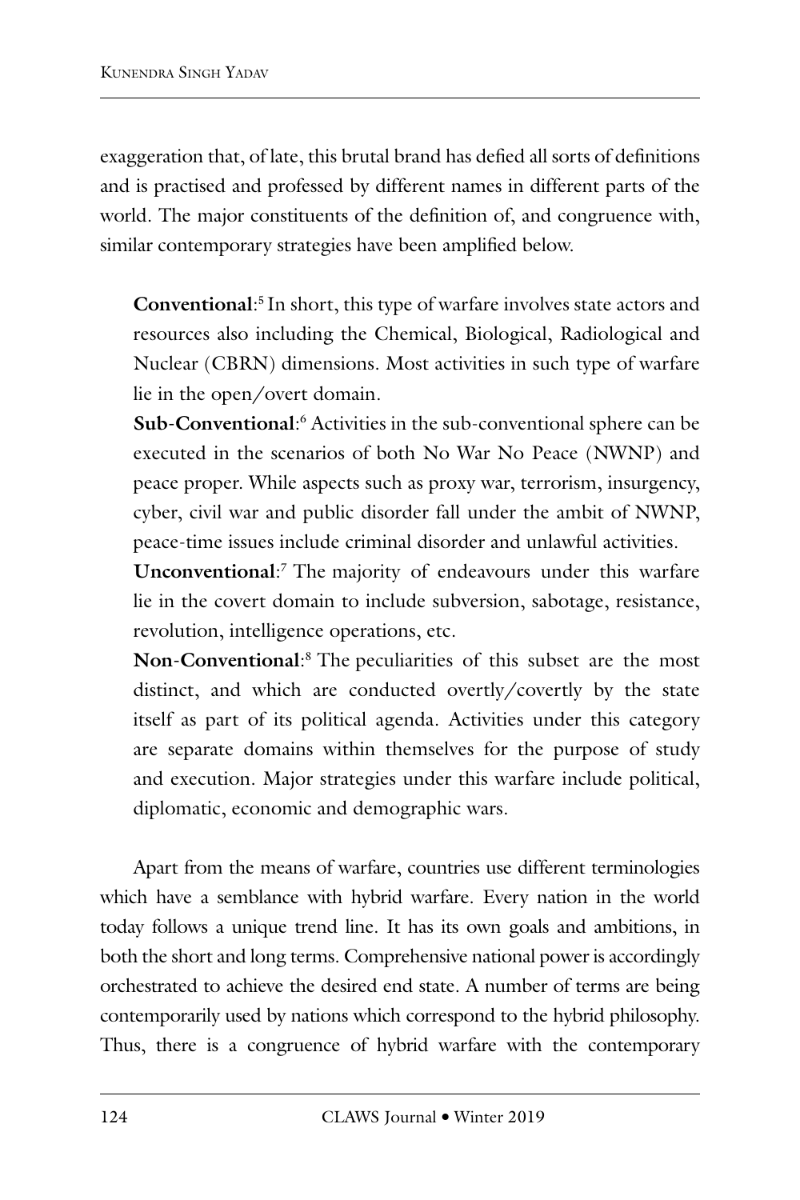exaggeration that, of late, this brutal brand has defied all sorts of definitions and is practised and professed by different names in different parts of the world. The major constituents of the definition of, and congruence with, similar contemporary strategies have been amplified below.

**Conventional**:[5] In short, this type of warfare involves state actors and resources also including the Chemical, Biological, Radiological and Nuclear (CBRN) dimensions. Most activities in such type of warfare lie in the open/overt domain.

**Sub-Conventional**:[6] Activities in the sub-conventional sphere can be executed in the scenarios of both No War No Peace (NWNP) and peace proper. While aspects such as proxy war, terrorism, insurgency, cyber, civil war and public disorder fall under the ambit of NWNP, peace-time issues include criminal disorder and unlawful activities.

**Unconventional**:[7] The majority of endeavours under this warfare lie in the covert domain to include subversion, sabotage, resistance, revolution, intelligence operations, etc.

**Non-Conventional**:[8] The peculiarities of this subset are the most distinct, and which are conducted overtly/covertly by the state itself as part of its political agenda. Activities under this category are separate domains within themselves for the purpose of study and execution. Major strategies under this warfare include political, diplomatic, economic and demographic wars.

Apart from the means of warfare, countries use different terminologies which have a semblance with hybrid warfare. Every nation in the world today follows a unique trend line. It has its own goals and ambitions, in both the short and long terms. Comprehensive national power is accordingly orchestrated to achieve the desired end state. A number of terms are being contemporarily used by nations which correspond to the hybrid philosophy. Thus, there is a congruence of hybrid warfare with the contemporary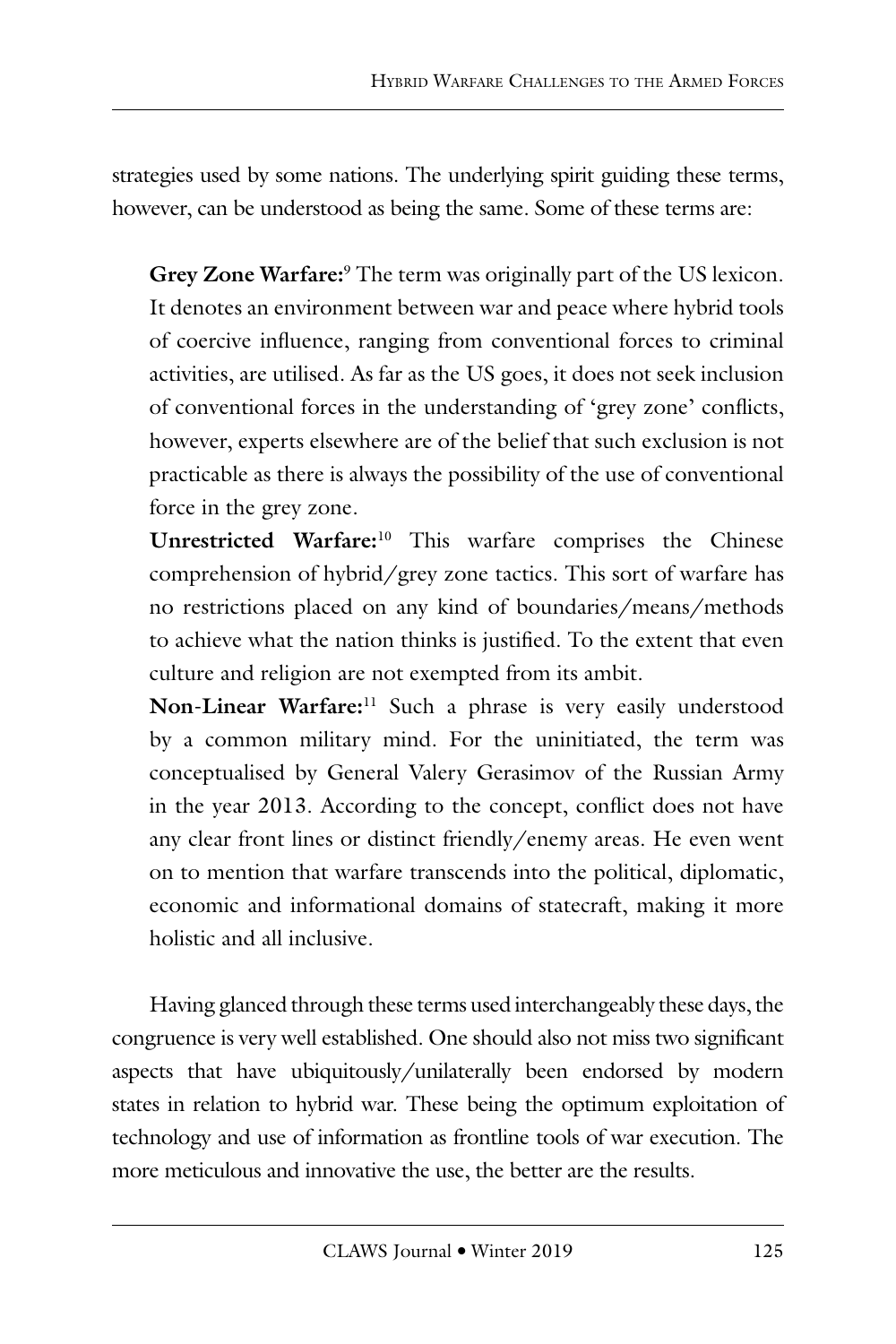strategies used by some nations. The underlying spirit guiding these terms, however, can be understood as being the same. Some of these terms are:

**Grey Zone Warfare:**[9] The term was originally part of the US lexicon. It denotes an environment between war and peace where hybrid tools of coercive influence, ranging from conventional forces to criminal activities, are utilised. As far as the US goes, it does not seek inclusion of conventional forces in the understanding of 'grey zone' conflicts, however, experts elsewhere are of the belief that such exclusion is not practicable as there is always the possibility of the use of conventional force in the grey zone.

**Unrestricted Warfare:**[10] This warfare comprises the Chinese comprehension of hybrid/grey zone tactics. This sort of warfare has no restrictions placed on any kind of boundaries/means/methods to achieve what the nation thinks is justified. To the extent that even culture and religion are not exempted from its ambit.

**Non-Linear Warfare:**[11] Such a phrase is very easily understood by a common military mind. For the uninitiated, the term was conceptualised by General Valery Gerasimov of the Russian Army in the year 2013. According to the concept, conflict does not have any clear front lines or distinct friendly/enemy areas. He even went on to mention that warfare transcends into the political, diplomatic, economic and informational domains of statecraft, making it more holistic and all inclusive.

Having glanced through these terms used interchangeably these days, the congruence is very well established. One should also not miss two significant aspects that have ubiquitously/unilaterally been endorsed by modern states in relation to hybrid war. These being the optimum exploitation of technology and use of information as frontline tools of war execution. The more meticulous and innovative the use, the better are the results.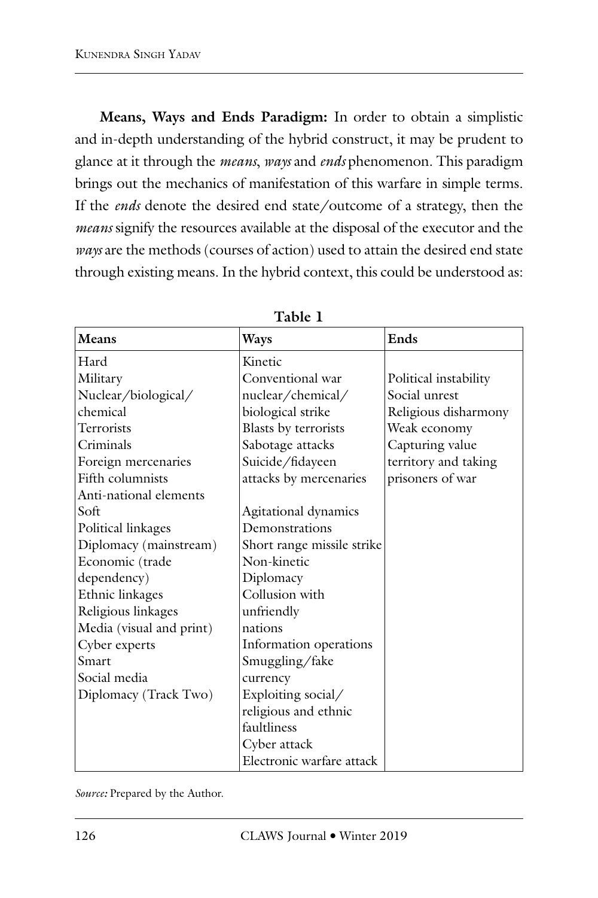**Means, Ways and Ends Paradigm:** In order to obtain a simplistic and in-depth understanding of the hybrid construct, it may be prudent to glance at it through the *means*, *ways* and *ends* phenomenon. This paradigm brings out the mechanics of manifestation of this warfare in simple terms. If the *ends* denote the desired end state/outcome of a strategy, then the *means* signify the resources available at the disposal of the executor and the *ways* are the methods (courses of action) used to attain the desired end state through existing means. In the hybrid context, this could be understood as:

**Table 1**

| Means | Ways | Ends |
|---|---|---|
| Hard<br>Military<br>Nuclear/biological/chemical<br>Terrorists<br>Criminals<br>Foreign mercenaries<br>Fifth columnists<br>Anti-national elements<br>Soft<br>Political linkages<br>Diplomacy (mainstream)<br>Economic (trade dependency)<br>Ethnic linkages<br>Religious linkages<br>Media (visual and print)<br>Cyber experts<br>Smart<br>Social media<br>Diplomacy (Track Two) | Kinetic<br>Conventional war<br>nuclear/chemical/biological strike<br>Blasts by terrorists<br>Sabotage attacks<br>Suicide/fidayeen attacks by mercenaries<br><br>Agitational dynamics<br>Demonstrations<br>Short range missile strike<br>Non-kinetic<br>Diplomacy<br>Collusion with unfriendly nations<br>Information operations<br>Smuggling/fake currency<br>Exploiting social/religious and ethnic faultliness<br>Cyber attack<br>Electronic warfare attack | Political instability<br>Social unrest<br>Religious disharmony<br>Weak economy<br>Capturing value territory and taking prisoners of war |

*Source:* Prepared by the Author.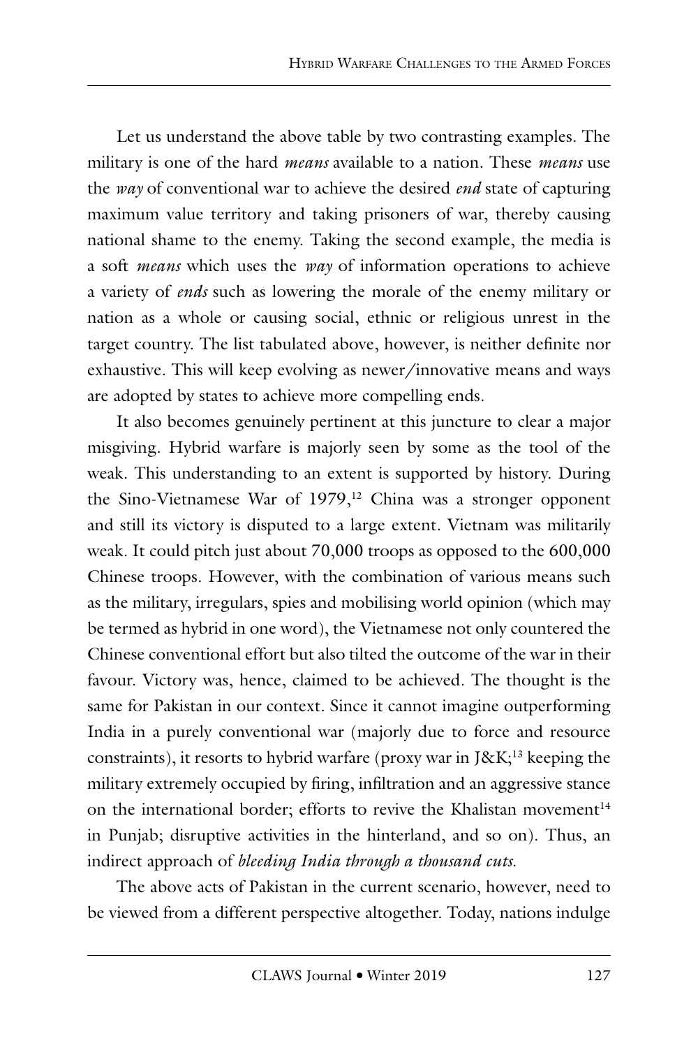Let us understand the above table by two contrasting examples. The military is one of the hard *means* available to a nation. These *means* use the *way* of conventional war to achieve the desired *end* state of capturing maximum value territory and taking prisoners of war, thereby causing national shame to the enemy. Taking the second example, the media is a soft *means* which uses the *way* of information operations to achieve a variety of *ends* such as lowering the morale of the enemy military or nation as a whole or causing social, ethnic or religious unrest in the target country. The list tabulated above, however, is neither definite nor exhaustive. This will keep evolving as newer/innovative means and ways are adopted by states to achieve more compelling ends.

It also becomes genuinely pertinent at this juncture to clear a major misgiving. Hybrid warfare is majorly seen by some as the tool of the weak. This understanding to an extent is supported by history. During the Sino-Vietnamese War of 1979,[12] China was a stronger opponent and still its victory is disputed to a large extent. Vietnam was militarily weak. It could pitch just about 70,000 troops as opposed to the 600,000 Chinese troops. However, with the combination of various means such as the military, irregulars, spies and mobilising world opinion (which may be termed as hybrid in one word), the Vietnamese not only countered the Chinese conventional effort but also tilted the outcome of the war in their favour. Victory was, hence, claimed to be achieved. The thought is the same for Pakistan in our context. Since it cannot imagine outperforming India in a purely conventional war (majorly due to force and resource constraints), it resorts to hybrid warfare (proxy war in J&K;[13] keeping the military extremely occupied by firing, infiltration and an aggressive stance on the international border; efforts to revive the Khalistan movement[14] in Punjab; disruptive activities in the hinterland, and so on). Thus, an indirect approach of *bleeding India through a thousand cuts.*

The above acts of Pakistan in the current scenario, however, need to be viewed from a different perspective altogether. Today, nations indulge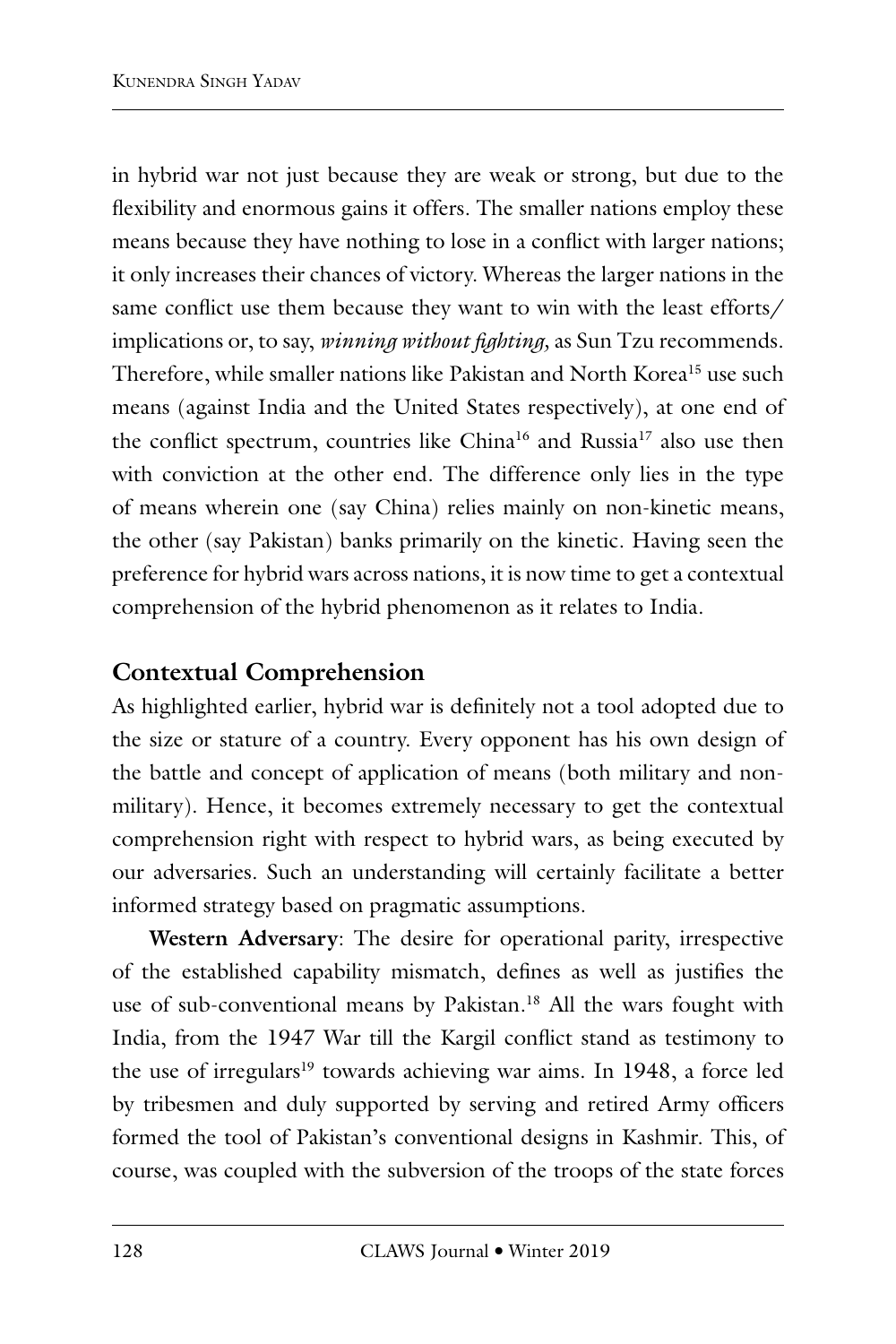in hybrid war not just because they are weak or strong, but due to the flexibility and enormous gains it offers. The smaller nations employ these means because they have nothing to lose in a conflict with larger nations; it only increases their chances of victory. Whereas the larger nations in the same conflict use them because they want to win with the least efforts/ implications or, to say, *winning without fighting,* as Sun Tzu recommends. Therefore, while smaller nations like Pakistan and North Korea[15] use such means (against India and the United States respectively), at one end of the conflict spectrum, countries like China[16] and Russia[17] also use then with conviction at the other end. The difference only lies in the type of means wherein one (say China) relies mainly on non-kinetic means, the other (say Pakistan) banks primarily on the kinetic. Having seen the preference for hybrid wars across nations, it is now time to get a contextual comprehension of the hybrid phenomenon as it relates to India.

## Contextual Comprehension

As highlighted earlier, hybrid war is definitely not a tool adopted due to the size or stature of a country. Every opponent has his own design of the battle and concept of application of means (both military and non-military). Hence, it becomes extremely necessary to get the contextual comprehension right with respect to hybrid wars, as being executed by our adversaries. Such an understanding will certainly facilitate a better informed strategy based on pragmatic assumptions.

**Western Adversary**: The desire for operational parity, irrespective of the established capability mismatch, defines as well as justifies the use of sub-conventional means by Pakistan.[18] All the wars fought with India, from the 1947 War till the Kargil conflict stand as testimony to the use of irregulars[19] towards achieving war aims. In 1948, a force led by tribesmen and duly supported by serving and retired Army officers formed the tool of Pakistan's conventional designs in Kashmir. This, of course, was coupled with the subversion of the troops of the state forces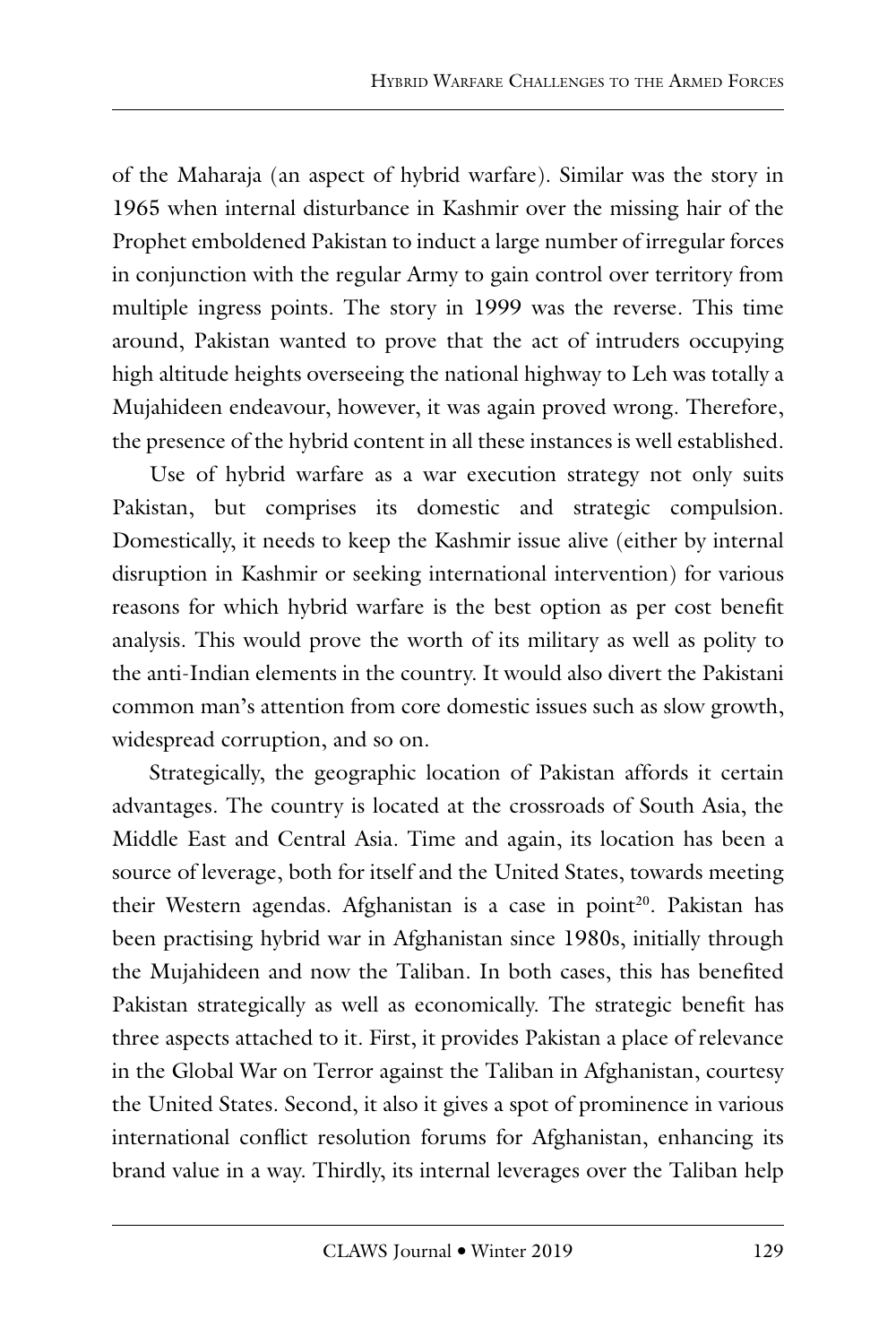of the Maharaja (an aspect of hybrid warfare). Similar was the story in 1965 when internal disturbance in Kashmir over the missing hair of the Prophet emboldened Pakistan to induct a large number of irregular forces in conjunction with the regular Army to gain control over territory from multiple ingress points. The story in 1999 was the reverse. This time around, Pakistan wanted to prove that the act of intruders occupying high altitude heights overseeing the national highway to Leh was totally a Mujahideen endeavour, however, it was again proved wrong. Therefore, the presence of the hybrid content in all these instances is well established.

Use of hybrid warfare as a war execution strategy not only suits Pakistan, but comprises its domestic and strategic compulsion. Domestically, it needs to keep the Kashmir issue alive (either by internal disruption in Kashmir or seeking international intervention) for various reasons for which hybrid warfare is the best option as per cost benefit analysis. This would prove the worth of its military as well as polity to the anti-Indian elements in the country. It would also divert the Pakistani common man's attention from core domestic issues such as slow growth, widespread corruption, and so on.

Strategically, the geographic location of Pakistan affords it certain advantages. The country is located at the crossroads of South Asia, the Middle East and Central Asia. Time and again, its location has been a source of leverage, both for itself and the United States, towards meeting their Western agendas. Afghanistan is a case in point[20]. Pakistan has been practising hybrid war in Afghanistan since 1980s, initially through the Mujahideen and now the Taliban. In both cases, this has benefited Pakistan strategically as well as economically. The strategic benefit has three aspects attached to it. First, it provides Pakistan a place of relevance in the Global War on Terror against the Taliban in Afghanistan, courtesy the United States. Second, it also it gives a spot of prominence in various international conflict resolution forums for Afghanistan, enhancing its brand value in a way. Thirdly, its internal leverages over the Taliban help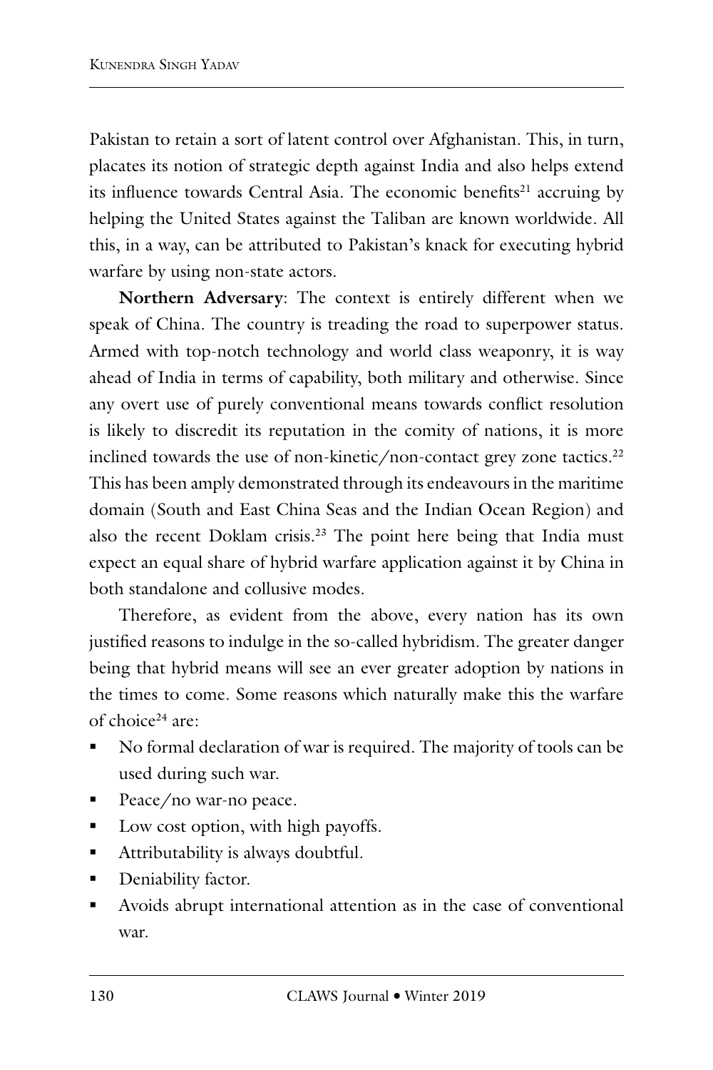Pakistan to retain a sort of latent control over Afghanistan. This, in turn, placates its notion of strategic depth against India and also helps extend its influence towards Central Asia. The economic benefits[21] accruing by helping the United States against the Taliban are known worldwide. All this, in a way, can be attributed to Pakistan's knack for executing hybrid warfare by using non-state actors.

**Northern Adversary**: The context is entirely different when we speak of China. The country is treading the road to superpower status. Armed with top-notch technology and world class weaponry, it is way ahead of India in terms of capability, both military and otherwise. Since any overt use of purely conventional means towards conflict resolution is likely to discredit its reputation in the comity of nations, it is more inclined towards the use of non-kinetic/non-contact grey zone tactics.[22] This has been amply demonstrated through its endeavours in the maritime domain (South and East China Seas and the Indian Ocean Region) and also the recent Doklam crisis.[23] The point here being that India must expect an equal share of hybrid warfare application against it by China in both standalone and collusive modes.

Therefore, as evident from the above, every nation has its own justified reasons to indulge in the so-called hybridism. The greater danger being that hybrid means will see an ever greater adoption by nations in the times to come. Some reasons which naturally make this the warfare of choice[24] are:

- No formal declaration of war is required. The majority of tools can be used during such war.
- Peace/no war-no peace.
- Low cost option, with high payoffs.
- Attributability is always doubtful.
- Deniability factor.
- Avoids abrupt international attention as in the case of conventional war.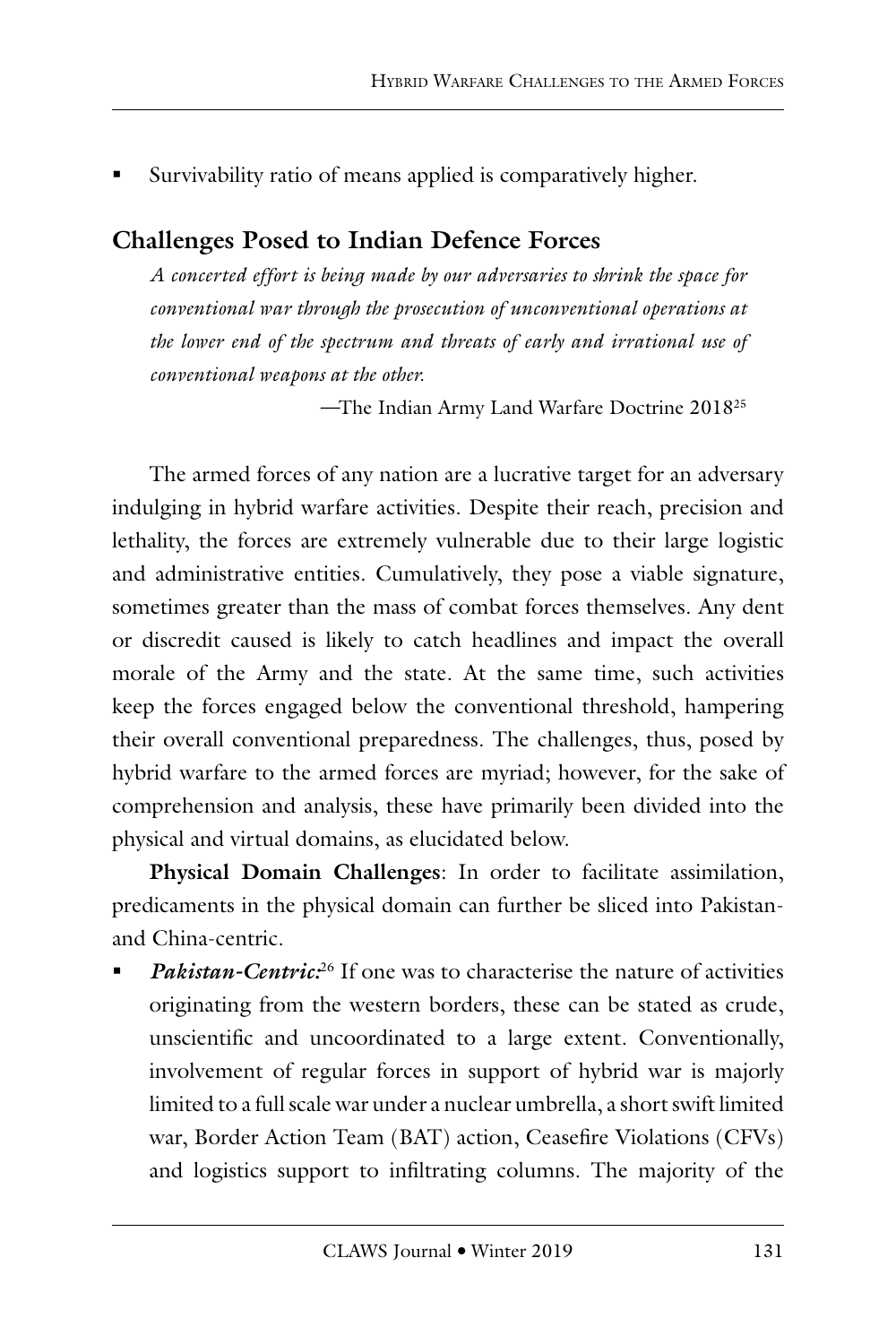- Survivability ratio of means applied is comparatively higher.

## Challenges Posed to Indian Defence Forces

*A concerted effort is being made by our adversaries to shrink the space for conventional war through the prosecution of unconventional operations at the lower end of the spectrum and threats of early and irrational use of conventional weapons at the other.*

—The Indian Army Land Warfare Doctrine 2018[25]

The armed forces of any nation are a lucrative target for an adversary indulging in hybrid warfare activities. Despite their reach, precision and lethality, the forces are extremely vulnerable due to their large logistic and administrative entities. Cumulatively, they pose a viable signature, sometimes greater than the mass of combat forces themselves. Any dent or discredit caused is likely to catch headlines and impact the overall morale of the Army and the state. At the same time, such activities keep the forces engaged below the conventional threshold, hampering their overall conventional preparedness. The challenges, thus, posed by hybrid warfare to the armed forces are myriad; however, for the sake of comprehension and analysis, these have primarily been divided into the physical and virtual domains, as elucidated below.

**Physical Domain Challenges**: In order to facilitate assimilation, predicaments in the physical domain can further be sliced into Pakistan- and China-centric.

- ***Pakistan-Centric:***[26] If one was to characterise the nature of activities originating from the western borders, these can be stated as crude, unscientific and uncoordinated to a large extent. Conventionally, involvement of regular forces in support of hybrid war is majorly limited to a full scale war under a nuclear umbrella, a short swift limited war, Border Action Team (BAT) action, Ceasefire Violations (CFVs) and logistics support to infiltrating columns. The majority of the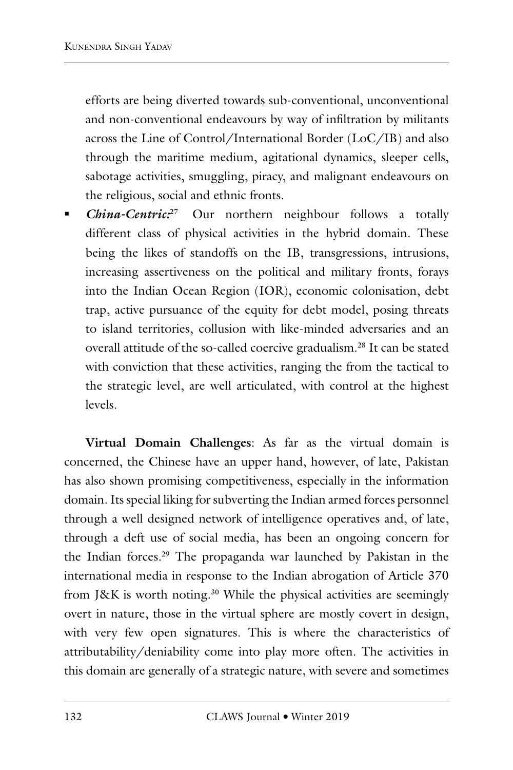efforts are being diverted towards sub-conventional, unconventional and non-conventional endeavours by way of infiltration by militants across the Line of Control/International Border (LoC/IB) and also through the maritime medium, agitational dynamics, sleeper cells, sabotage activities, smuggling, piracy, and malignant endeavours on the religious, social and ethnic fronts.

- ***China-Centric:***[27] Our northern neighbour follows a totally different class of physical activities in the hybrid domain. These being the likes of standoffs on the IB, transgressions, intrusions, increasing assertiveness on the political and military fronts, forays into the Indian Ocean Region (IOR), economic colonisation, debt trap, active pursuance of the equity for debt model, posing threats to island territories, collusion with like-minded adversaries and an overall attitude of the so-called coercive gradualism.[28] It can be stated with conviction that these activities, ranging the from the tactical to the strategic level, are well articulated, with control at the highest levels.

**Virtual Domain Challenges**: As far as the virtual domain is concerned, the Chinese have an upper hand, however, of late, Pakistan has also shown promising competitiveness, especially in the information domain. Its special liking for subverting the Indian armed forces personnel through a well designed network of intelligence operatives and, of late, through a deft use of social media, has been an ongoing concern for the Indian forces.[29] The propaganda war launched by Pakistan in the international media in response to the Indian abrogation of Article 370 from J&K is worth noting.[30] While the physical activities are seemingly overt in nature, those in the virtual sphere are mostly covert in design, with very few open signatures. This is where the characteristics of attributability/deniability come into play more often. The activities in this domain are generally of a strategic nature, with severe and sometimes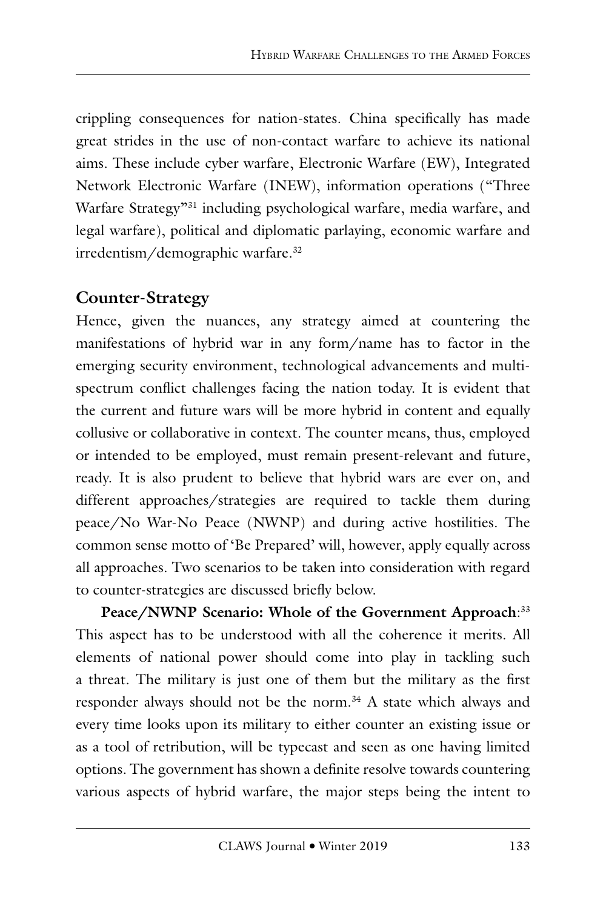crippling consequences for nation-states. China specifically has made great strides in the use of non-contact warfare to achieve its national aims. These include cyber warfare, Electronic Warfare (EW), Integrated Network Electronic Warfare (INEW), information operations ("Three Warfare Strategy"[31] including psychological warfare, media warfare, and legal warfare), political and diplomatic parlaying, economic warfare and irredentism/demographic warfare.[32]

## Counter-Strategy

Hence, given the nuances, any strategy aimed at countering the manifestations of hybrid war in any form/name has to factor in the emerging security environment, technological advancements and multi-spectrum conflict challenges facing the nation today. It is evident that the current and future wars will be more hybrid in content and equally collusive or collaborative in context. The counter means, thus, employed or intended to be employed, must remain present-relevant and future, ready. It is also prudent to believe that hybrid wars are ever on, and different approaches/strategies are required to tackle them during peace/No War-No Peace (NWNP) and during active hostilities. The common sense motto of 'Be Prepared' will, however, apply equally across all approaches. Two scenarios to be taken into consideration with regard to counter-strategies are discussed briefly below.

**Peace/NWNP Scenario: Whole of the Government Approach**:[33] This aspect has to be understood with all the coherence it merits. All elements of national power should come into play in tackling such a threat. The military is just one of them but the military as the first responder always should not be the norm.[34] A state which always and every time looks upon its military to either counter an existing issue or as a tool of retribution, will be typecast and seen as one having limited options. The government has shown a definite resolve towards countering various aspects of hybrid warfare, the major steps being the intent to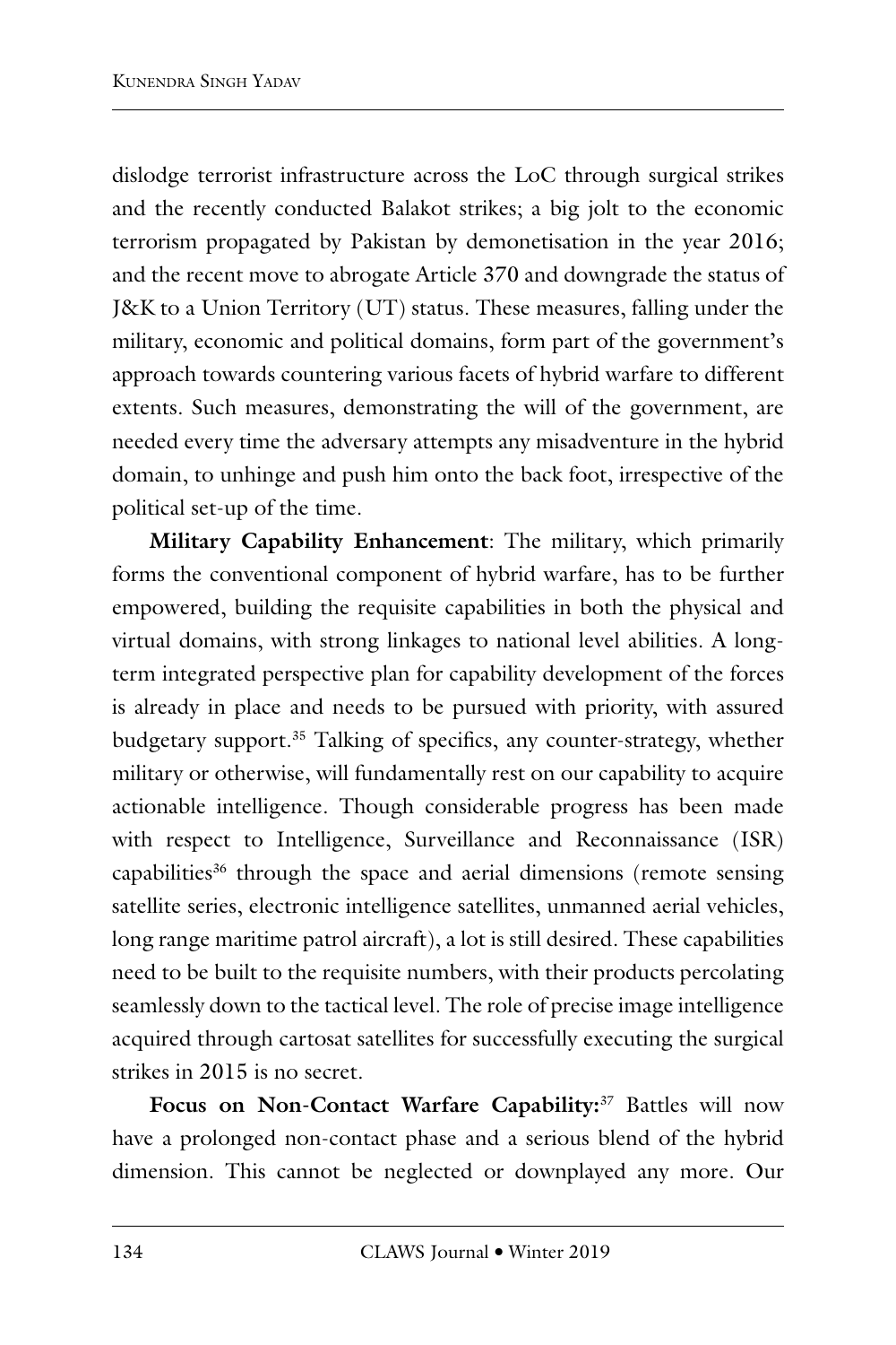dislodge terrorist infrastructure across the LoC through surgical strikes and the recently conducted Balakot strikes; a big jolt to the economic terrorism propagated by Pakistan by demonetisation in the year 2016; and the recent move to abrogate Article 370 and downgrade the status of J&K to a Union Territory (UT) status. These measures, falling under the military, economic and political domains, form part of the government's approach towards countering various facets of hybrid warfare to different extents. Such measures, demonstrating the will of the government, are needed every time the adversary attempts any misadventure in the hybrid domain, to unhinge and push him onto the back foot, irrespective of the political set-up of the time.

**Military Capability Enhancement**: The military, which primarily forms the conventional component of hybrid warfare, has to be further empowered, building the requisite capabilities in both the physical and virtual domains, with strong linkages to national level abilities. A long-term integrated perspective plan for capability development of the forces is already in place and needs to be pursued with priority, with assured budgetary support.[35] Talking of specifics, any counter-strategy, whether military or otherwise, will fundamentally rest on our capability to acquire actionable intelligence. Though considerable progress has been made with respect to Intelligence, Surveillance and Reconnaissance (ISR) capabilities[36] through the space and aerial dimensions (remote sensing satellite series, electronic intelligence satellites, unmanned aerial vehicles, long range maritime patrol aircraft), a lot is still desired. These capabilities need to be built to the requisite numbers, with their products percolating seamlessly down to the tactical level. The role of precise image intelligence acquired through cartosat satellites for successfully executing the surgical strikes in 2015 is no secret.

**Focus on Non-Contact Warfare Capability:**[37] Battles will now have a prolonged non-contact phase and a serious blend of the hybrid dimension. This cannot be neglected or downplayed any more. Our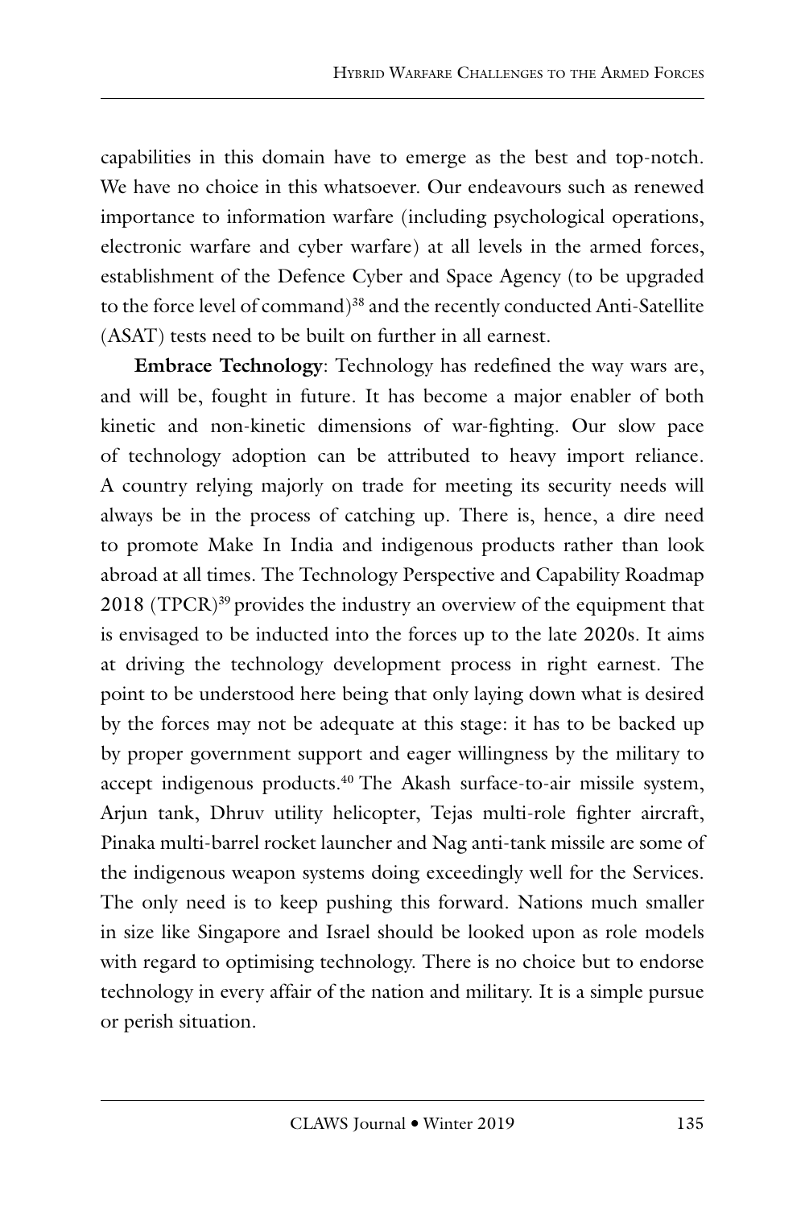capabilities in this domain have to emerge as the best and top-notch. We have no choice in this whatsoever. Our endeavours such as renewed importance to information warfare (including psychological operations, electronic warfare and cyber warfare) at all levels in the armed forces, establishment of the Defence Cyber and Space Agency (to be upgraded to the force level of command)[38] and the recently conducted Anti-Satellite (ASAT) tests need to be built on further in all earnest.

**Embrace Technology**: Technology has redefined the way wars are, and will be, fought in future. It has become a major enabler of both kinetic and non-kinetic dimensions of war-fighting. Our slow pace of technology adoption can be attributed to heavy import reliance. A country relying majorly on trade for meeting its security needs will always be in the process of catching up. There is, hence, a dire need to promote Make In India and indigenous products rather than look abroad at all times. The Technology Perspective and Capability Roadmap 2018 (TPCR)[39] provides the industry an overview of the equipment that is envisaged to be inducted into the forces up to the late 2020s. It aims at driving the technology development process in right earnest. The point to be understood here being that only laying down what is desired by the forces may not be adequate at this stage: it has to be backed up by proper government support and eager willingness by the military to accept indigenous products.[40] The Akash surface-to-air missile system, Arjun tank, Dhruv utility helicopter, Tejas multi-role fighter aircraft, Pinaka multi-barrel rocket launcher and Nag anti-tank missile are some of the indigenous weapon systems doing exceedingly well for the Services. The only need is to keep pushing this forward. Nations much smaller in size like Singapore and Israel should be looked upon as role models with regard to optimising technology. There is no choice but to endorse technology in every affair of the nation and military. It is a simple pursue or perish situation.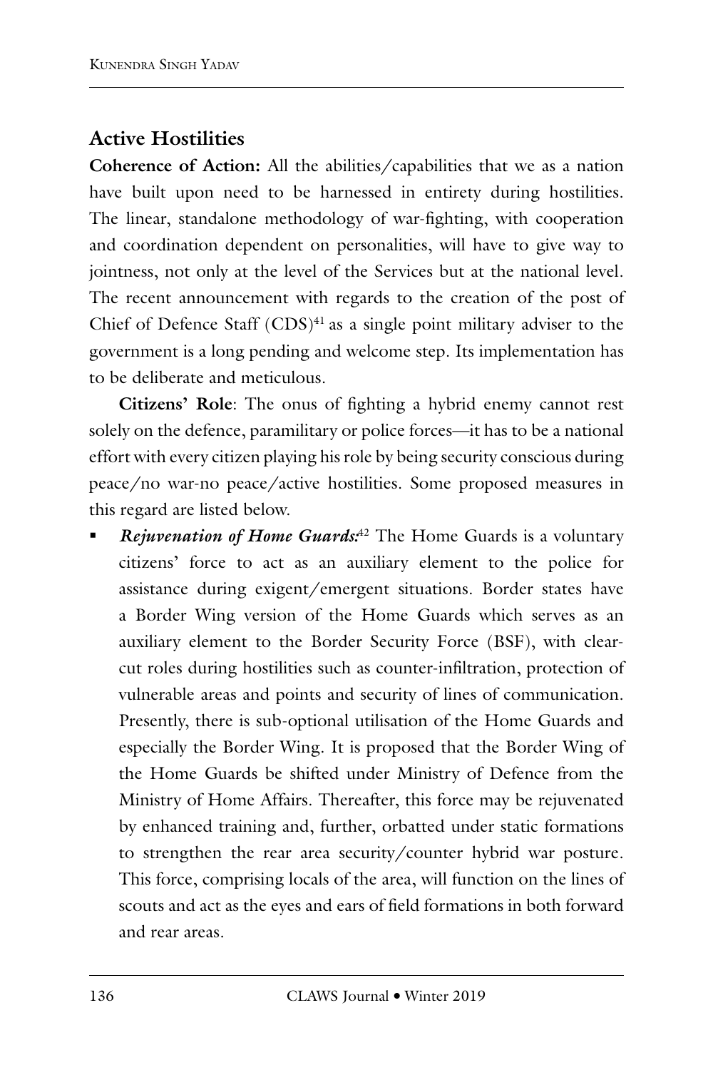## Active Hostilities

**Coherence of Action:** All the abilities/capabilities that we as a nation have built upon need to be harnessed in entirety during hostilities. The linear, standalone methodology of war-fighting, with cooperation and coordination dependent on personalities, will have to give way to jointness, not only at the level of the Services but at the national level. The recent announcement with regards to the creation of the post of Chief of Defence Staff (CDS)[41] as a single point military adviser to the government is a long pending and welcome step. Its implementation has to be deliberate and meticulous.

**Citizens' Role**: The onus of fighting a hybrid enemy cannot rest solely on the defence, paramilitary or police forces—it has to be a national effort with every citizen playing his role by being security conscious during peace/no war-no peace/active hostilities. Some proposed measures in this regard are listed below.

- ***Rejuvenation of Home Guards:***[42] The Home Guards is a voluntary citizens' force to act as an auxiliary element to the police for assistance during exigent/emergent situations. Border states have a Border Wing version of the Home Guards which serves as an auxiliary element to the Border Security Force (BSF), with clear-cut roles during hostilities such as counter-infiltration, protection of vulnerable areas and points and security of lines of communication. Presently, there is sub-optional utilisation of the Home Guards and especially the Border Wing. It is proposed that the Border Wing of the Home Guards be shifted under Ministry of Defence from the Ministry of Home Affairs. Thereafter, this force may be rejuvenated by enhanced training and, further, orbatted under static formations to strengthen the rear area security/counter hybrid war posture. This force, comprising locals of the area, will function on the lines of scouts and act as the eyes and ears of field formations in both forward and rear areas.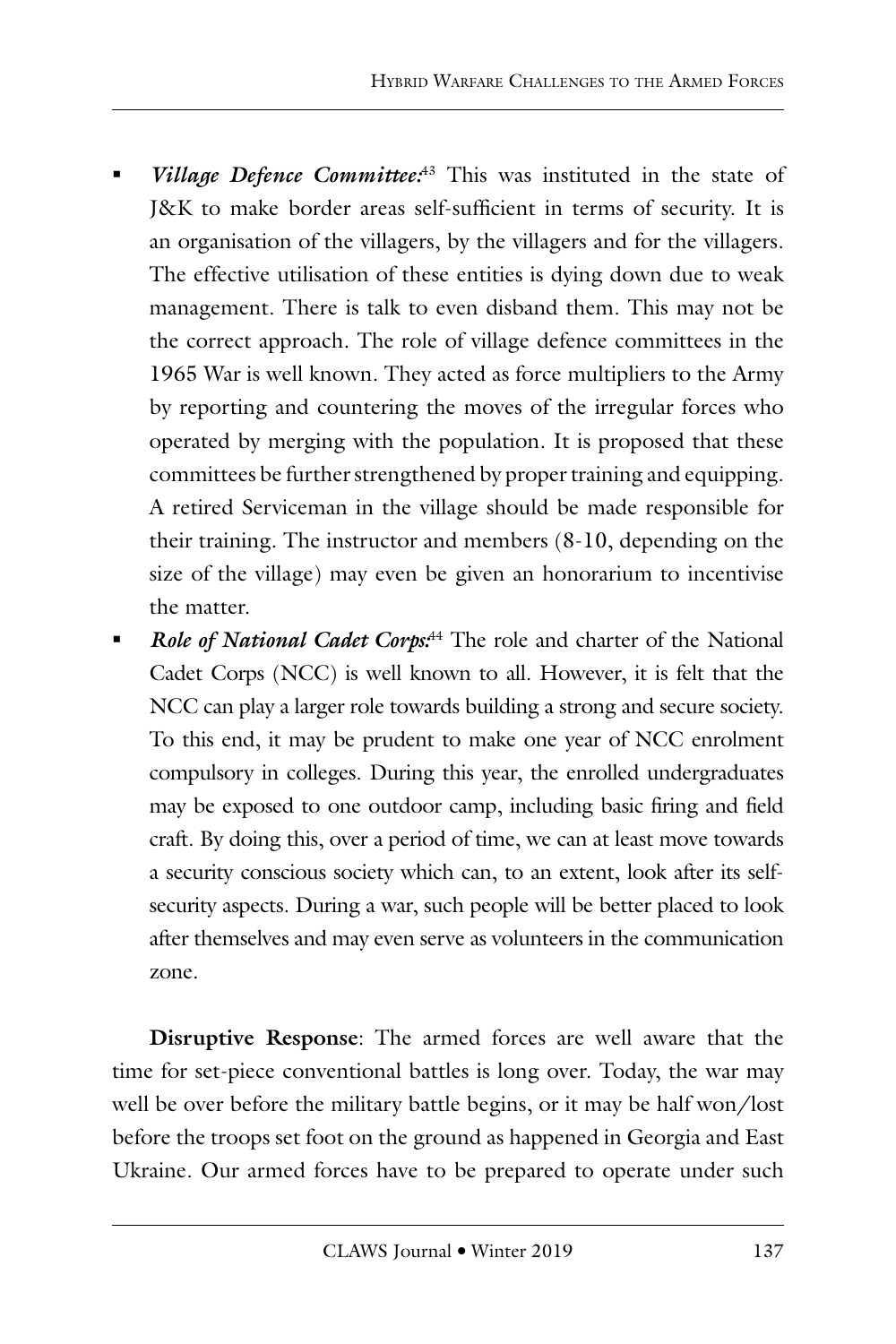- ***Village Defence Committee:***[43] This was instituted in the state of J&K to make border areas self-sufficient in terms of security. It is an organisation of the villagers, by the villagers and for the villagers. The effective utilisation of these entities is dying down due to weak management. There is talk to even disband them. This may not be the correct approach. The role of village defence committees in the 1965 War is well known. They acted as force multipliers to the Army by reporting and countering the moves of the irregular forces who operated by merging with the population. It is proposed that these committees be further strengthened by proper training and equipping. A retired Serviceman in the village should be made responsible for their training. The instructor and members (8-10, depending on the size of the village) may even be given an honorarium to incentivise the matter.
- ***Role of National Cadet Corps:***[44] The role and charter of the National Cadet Corps (NCC) is well known to all. However, it is felt that the NCC can play a larger role towards building a strong and secure society. To this end, it may be prudent to make one year of NCC enrolment compulsory in colleges. During this year, the enrolled undergraduates may be exposed to one outdoor camp, including basic firing and field craft. By doing this, over a period of time, we can at least move towards a security conscious society which can, to an extent, look after its self-security aspects. During a war, such people will be better placed to look after themselves and may even serve as volunteers in the communication zone.

**Disruptive Response**: The armed forces are well aware that the time for set-piece conventional battles is long over. Today, the war may well be over before the military battle begins, or it may be half won/lost before the troops set foot on the ground as happened in Georgia and East Ukraine. Our armed forces have to be prepared to operate under such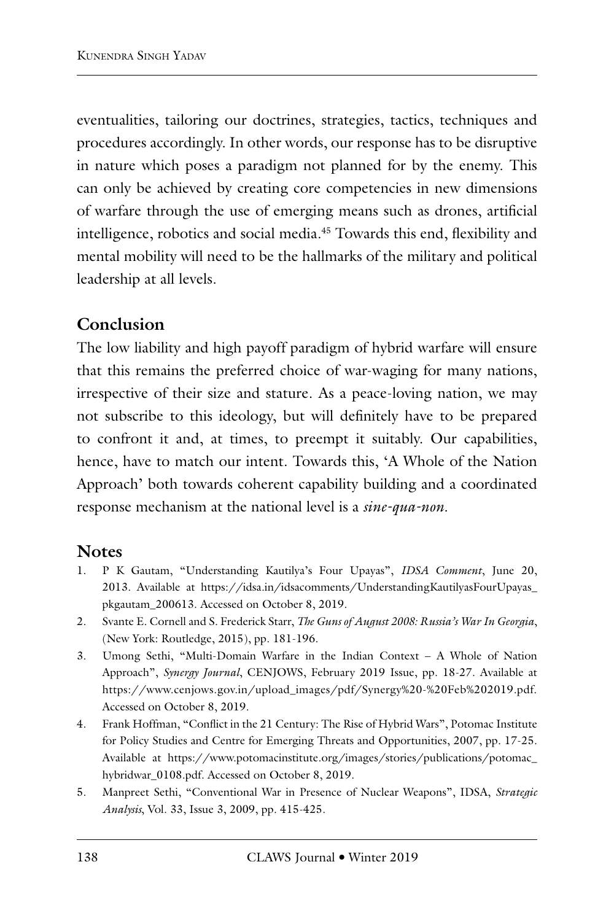eventualities, tailoring our doctrines, strategies, tactics, techniques and procedures accordingly. In other words, our response has to be disruptive in nature which poses a paradigm not planned for by the enemy. This can only be achieved by creating core competencies in new dimensions of warfare through the use of emerging means such as drones, artificial intelligence, robotics and social media.[45] Towards this end, flexibility and mental mobility will need to be the hallmarks of the military and political leadership at all levels.

## Conclusion

The low liability and high payoff paradigm of hybrid warfare will ensure that this remains the preferred choice of war-waging for many nations, irrespective of their size and stature. As a peace-loving nation, we may not subscribe to this ideology, but will definitely have to be prepared to confront it and, at times, to preempt it suitably. Our capabilities, hence, have to match our intent. Towards this, 'A Whole of the Nation Approach' both towards coherent capability building and a coordinated response mechanism at the national level is a *sine-qua-non*.

## Notes

1. P K Gautam, "Understanding Kautilya's Four Upayas", *IDSA Comment*, June 20, 2013. Available at https://idsa.in/idsacomments/UnderstandingKautilyasFourUpayas_pkgautam_200613. Accessed on October 8, 2019.
2. Svante E. Cornell and S. Frederick Starr, *The Guns of August 2008: Russia's War In Georgia*, (New York: Routledge, 2015), pp. 181-196.
3. Umong Sethi, "Multi-Domain Warfare in the Indian Context – A Whole of Nation Approach", *Synergy Journal*, CENJOWS, February 2019 Issue, pp. 18-27. Available at https://www.cenjows.gov.in/upload_images/pdf/Synergy%20-%20Feb%202019.pdf. Accessed on October 8, 2019.
4. Frank Hoffman, "Conflict in the 21 Century: The Rise of Hybrid Wars", Potomac Institute for Policy Studies and Centre for Emerging Threats and Opportunities, 2007, pp. 17-25. Available at https://www.potomacinstitute.org/images/stories/publications/potomac_hybridwar_0108.pdf. Accessed on October 8, 2019.
5. Manpreet Sethi, "Conventional War in Presence of Nuclear Weapons", IDSA, *Strategic Analysis*, Vol. 33, Issue 3, 2009, pp. 415-425.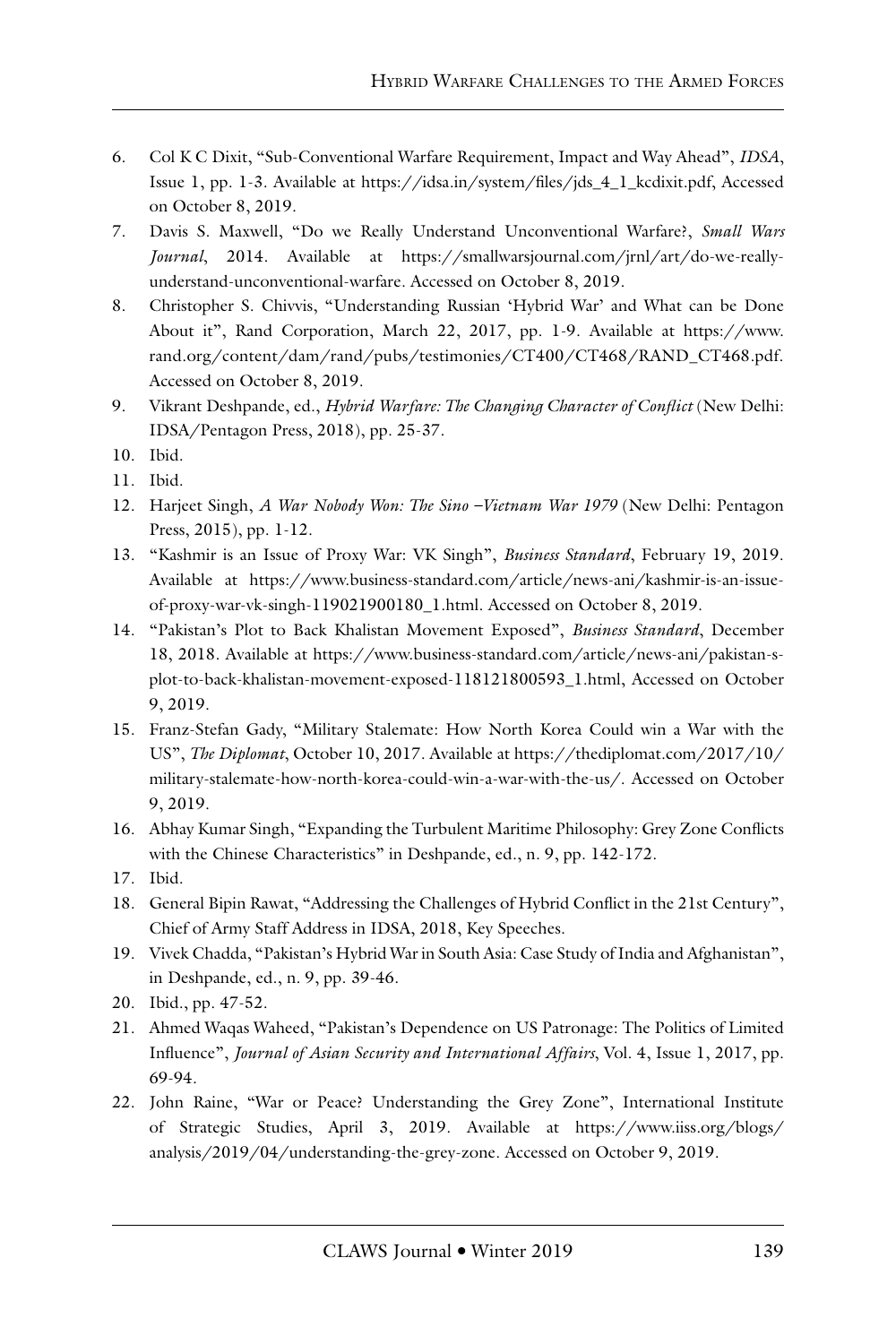6. Col K C Dixit, "Sub-Conventional Warfare Requirement, Impact and Way Ahead", *IDSA*, Issue 1, pp. 1-3. Available at https://idsa.in/system/files/jds_4_1_kcdixit.pdf, Accessed on October 8, 2019.
7. Davis S. Maxwell, "Do we Really Understand Unconventional Warfare?, *Small Wars Journal*, 2014. Available at https://smallwarsjournal.com/jrnl/art/do-we-really-understand-unconventional-warfare. Accessed on October 8, 2019.
8. Christopher S. Chivvis, "Understanding Russian 'Hybrid War' and What can be Done About it", Rand Corporation, March 22, 2017, pp. 1-9. Available at https://www.rand.org/content/dam/rand/pubs/testimonies/CT400/CT468/RAND_CT468.pdf. Accessed on October 8, 2019.
9. Vikrant Deshpande, ed., *Hybrid Warfare: The Changing Character of Conflict* (New Delhi: IDSA/Pentagon Press, 2018), pp. 25-37.
10. Ibid.
11. Ibid.
12. Harjeet Singh, *A War Nobody Won: The Sino –Vietnam War 1979* (New Delhi: Pentagon Press, 2015), pp. 1-12.
13. "Kashmir is an Issue of Proxy War: VK Singh", *Business Standard*, February 19, 2019. Available at https://www.business-standard.com/article/news-ani/kashmir-is-an-issue-of-proxy-war-vk-singh-119021900180_1.html. Accessed on October 8, 2019.
14. "Pakistan's Plot to Back Khalistan Movement Exposed", *Business Standard*, December 18, 2018. Available at https://www.business-standard.com/article/news-ani/pakistan-s-plot-to-back-khalistan-movement-exposed-118121800593_1.html, Accessed on October 9, 2019.
15. Franz-Stefan Gady, "Military Stalemate: How North Korea Could win a War with the US", *The Diplomat*, October 10, 2017. Available at https://thediplomat.com/2017/10/military-stalemate-how-north-korea-could-win-a-war-with-the-us/. Accessed on October 9, 2019.
16. Abhay Kumar Singh, "Expanding the Turbulent Maritime Philosophy: Grey Zone Conflicts with the Chinese Characteristics" in Deshpande, ed., n. 9, pp. 142-172.
17. Ibid.
18. General Bipin Rawat, "Addressing the Challenges of Hybrid Conflict in the 21st Century", Chief of Army Staff Address in IDSA, 2018, Key Speeches.
19. Vivek Chadda, "Pakistan's Hybrid War in South Asia: Case Study of India and Afghanistan", in Deshpande, ed., n. 9, pp. 39-46.
20. Ibid., pp. 47-52.
21. Ahmed Waqas Waheed, "Pakistan's Dependence on US Patronage: The Politics of Limited Influence", *Journal of Asian Security and International Affairs*, Vol. 4, Issue 1, 2017, pp. 69-94.
22. John Raine, "War or Peace? Understanding the Grey Zone", International Institute of Strategic Studies, April 3, 2019. Available at https://www.iiss.org/blogs/analysis/2019/04/understanding-the-grey-zone. Accessed on October 9, 2019.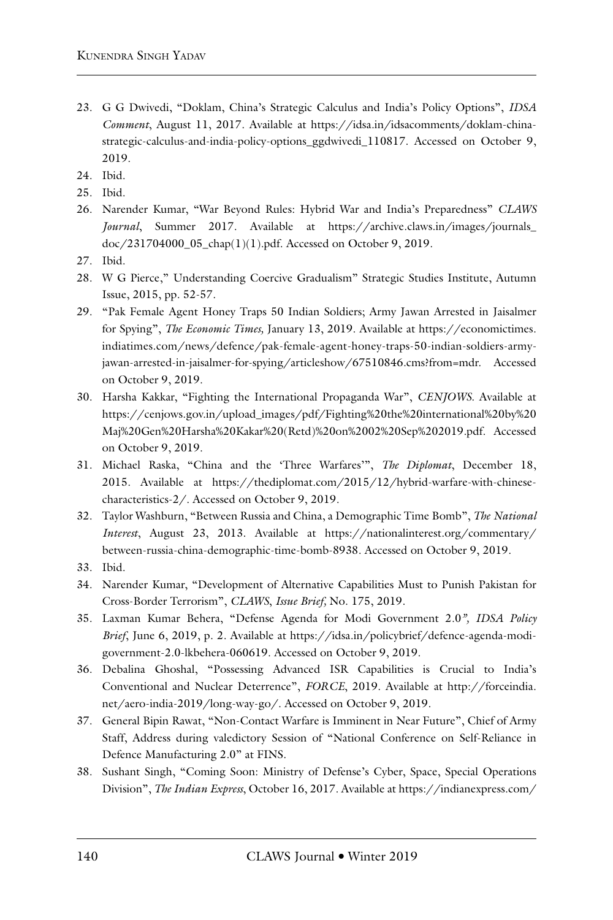23. G G Dwivedi, "Doklam, China's Strategic Calculus and India's Policy Options", *IDSA Comment*, August 11, 2017. Available at https://idsa.in/idsacomments/doklam-china-strategic-calculus-and-india-policy-options_ggdwivedi_110817. Accessed on October 9, 2019.
24. Ibid.
25. Ibid.
26. Narender Kumar, "War Beyond Rules: Hybrid War and India's Preparedness" *CLAWS Journal*, Summer 2017. Available at https://archive.claws.in/images/journals_doc/231704000_05_chap(1)(1).pdf. Accessed on October 9, 2019.
27. Ibid.
28. W G Pierce," Understanding Coercive Gradualism" Strategic Studies Institute, Autumn Issue, 2015, pp. 52-57.
29. "Pak Female Agent Honey Traps 50 Indian Soldiers; Army Jawan Arrested in Jaisalmer for Spying", *The Economic Times,* January 13, 2019. Available at https://economictimes.indiatimes.com/news/defence/pak-female-agent-honey-traps-50-indian-soldiers-army-jawan-arrested-in-jaisalmer-for-spying/articleshow/67510846.cms?from=mdr. Accessed on October 9, 2019.
30. Harsha Kakkar, "Fighting the International Propaganda War", *CENJOWS*. Available at https://cenjows.gov.in/upload_images/pdf/Fighting%20the%20international%20by%20Maj%20Gen%20Harsha%20Kakar%20(Retd)%20on%2002%20Sep%202019.pdf. Accessed on October 9, 2019.
31. Michael Raska, "China and the 'Three Warfares'", *The Diplomat*, December 18, 2015. Available at https://thediplomat.com/2015/12/hybrid-warfare-with-chinese-characteristics-2/. Accessed on October 9, 2019.
32. Taylor Washburn, "Between Russia and China, a Demographic Time Bomb", *The National Interest*, August 23, 2013. Available at https://nationalinterest.org/commentary/between-russia-china-demographic-time-bomb-8938. Accessed on October 9, 2019.
33. Ibid.
34. Narender Kumar, "Development of Alternative Capabilities Must to Punish Pakistan for Cross-Border Terrorism", *CLAWS*, *Issue Brief,* No. 175, 2019.
35. Laxman Kumar Behera, "Defense Agenda for Modi Government 2.0*", IDSA Policy Brief*, June 6, 2019, p. 2. Available at https://idsa.in/policybrief/defence-agenda-modi-government-2.0-lkbehera-060619. Accessed on October 9, 2019.
36. Debalina Ghoshal, "Possessing Advanced ISR Capabilities is Crucial to India's Conventional and Nuclear Deterrence", *FORCE*, 2019. Available at http://forceindia.net/aero-india-2019/long-way-go/. Accessed on October 9, 2019.
37. General Bipin Rawat, "Non-Contact Warfare is Imminent in Near Future", Chief of Army Staff, Address during valedictory Session of "National Conference on Self-Reliance in Defence Manufacturing 2.0" at FINS.
38. Sushant Singh, "Coming Soon: Ministry of Defense's Cyber, Space, Special Operations Division", *The Indian Express*, October 16, 2017. Available at https://indianexpress.com/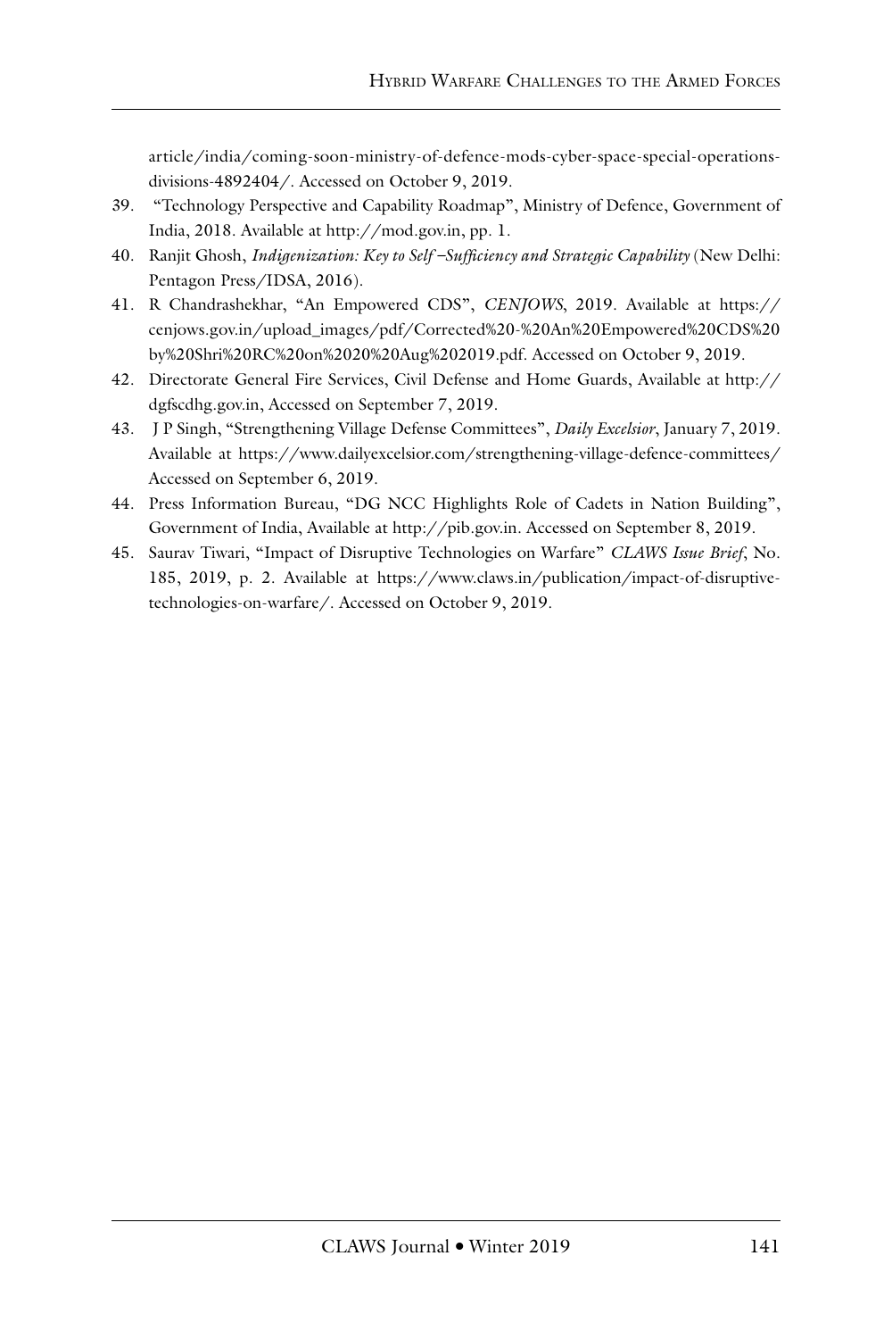article/india/coming-soon-ministry-of-defence-mods-cyber-space-special-operations-divisions-4892404/. Accessed on October 9, 2019.

39. "Technology Perspective and Capability Roadmap", Ministry of Defence, Government of India, 2018. Available at http://mod.gov.in, pp. 1.
40. Ranjit Ghosh, *Indigenization: Key to Self –Sufficiency and Strategic Capability* (New Delhi: Pentagon Press/IDSA, 2016).
41. R Chandrashekhar, "An Empowered CDS", *CENJOWS*, 2019. Available at https://cenjows.gov.in/upload_images/pdf/Corrected%20-%20An%20Empowered%20CDS%20by%20Shri%20RC%20on%2020%20Aug%202019.pdf. Accessed on October 9, 2019.
42. Directorate General Fire Services, Civil Defense and Home Guards, Available at http://dgfscdhg.gov.in, Accessed on September 7, 2019.
43. J P Singh, "Strengthening Village Defense Committees", *Daily Excelsior*, January 7, 2019. Available at https://www.dailyexcelsior.com/strengthening-village-defence-committees/ Accessed on September 6, 2019.
44. Press Information Bureau, "DG NCC Highlights Role of Cadets in Nation Building", Government of India, Available at http://pib.gov.in. Accessed on September 8, 2019.
45. Saurav Tiwari, "Impact of Disruptive Technologies on Warfare" *CLAWS Issue Brief*, No. 185, 2019, p. 2. Available at https://www.claws.in/publication/impact-of-disruptive-technologies-on-warfare/. Accessed on October 9, 2019.